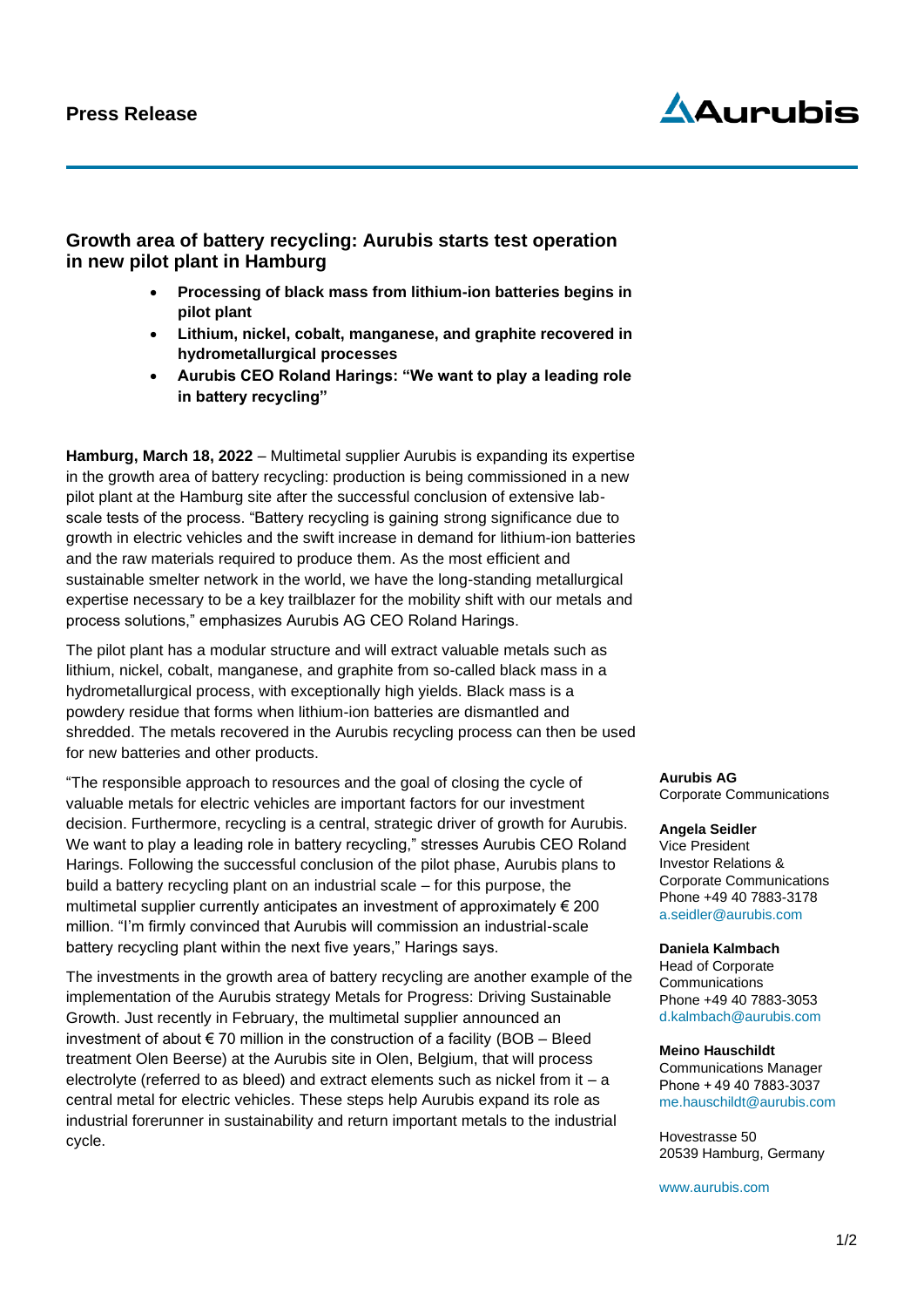# Press Release

## Growth area of battery recycling: Aurubis starts test operation in new pilot plant in Hamburg

- **Processing of black mass from lithium-ion batteries begins in pilot plant**
- **Lithium, nickel, cobalt, manganese, and graphite recovered in hydrometallurgical processes**
- **Aurubis CEO Roland Harings: "We want to play a leading role in battery recycling"**

**Hamburg, March 18, 2022** – Multimetal supplier Aurubis is expanding its expertise in the growth area of battery recycling: production is being commissioned in a new pilot plant at the Hamburg site after the successful conclusion of extensive lab-scale tests of the process. "Battery recycling is gaining strong significance due to growth in electric vehicles and the swift increase in demand for lithium-ion batteries and the raw materials required to produce them. As the most efficient and sustainable smelter network in the world, we have the long-standing metallurgical expertise necessary to be a key trailblazer for the mobility shift with our metals and process solutions," emphasizes Aurubis AG CEO Roland Harings.

The pilot plant has a modular structure and will extract valuable metals such as lithium, nickel, cobalt, manganese, and graphite from so-called black mass in a hydrometallurgical process, with exceptionally high yields. Black mass is a powdery residue that forms when lithium-ion batteries are dismantled and shredded. The metals recovered in the Aurubis recycling process can then be used for new batteries and other products.

"The responsible approach to resources and the goal of closing the cycle of valuable metals for electric vehicles are important factors for our investment decision. Furthermore, recycling is a central, strategic driver of growth for Aurubis. We want to play a leading role in battery recycling," stresses Aurubis CEO Roland Harings. Following the successful conclusion of the pilot phase, Aurubis plans to build a battery recycling plant on an industrial scale – for this purpose, the multimetal supplier currently anticipates an investment of approximately € 200 million. "I'm firmly convinced that Aurubis will commission an industrial-scale battery recycling plant within the next five years," Harings says.

The investments in the growth area of battery recycling are another example of the implementation of the Aurubis strategy Metals for Progress: Driving Sustainable Growth. Just recently in February, the multimetal supplier announced an investment of about € 70 million in the construction of a facility (BOB – Bleed treatment Olen Beerse) at the Aurubis site in Olen, Belgium, that will process electrolyte (referred to as bleed) and extract elements such as nickel from it – a central metal for electric vehicles. These steps help Aurubis expand its role as industrial forerunner in sustainability and return important metals to the industrial cycle.

**Aurubis AG**
Corporate Communications

**Angela Seidler**
Vice President
Investor Relations & Corporate Communications
Phone +49 40 7883-3178
a.seidler@aurubis.com

**Daniela Kalmbach**
Head of Corporate Communications
Phone +49 40 7883-3053
d.kalmbach@aurubis.com

**Meino Hauschildt**
Communications Manager
Phone + 49 40 7883-3037
me.hauschildt@aurubis.com

Hovestrasse 50
20539 Hamburg, Germany

www.aurubis.com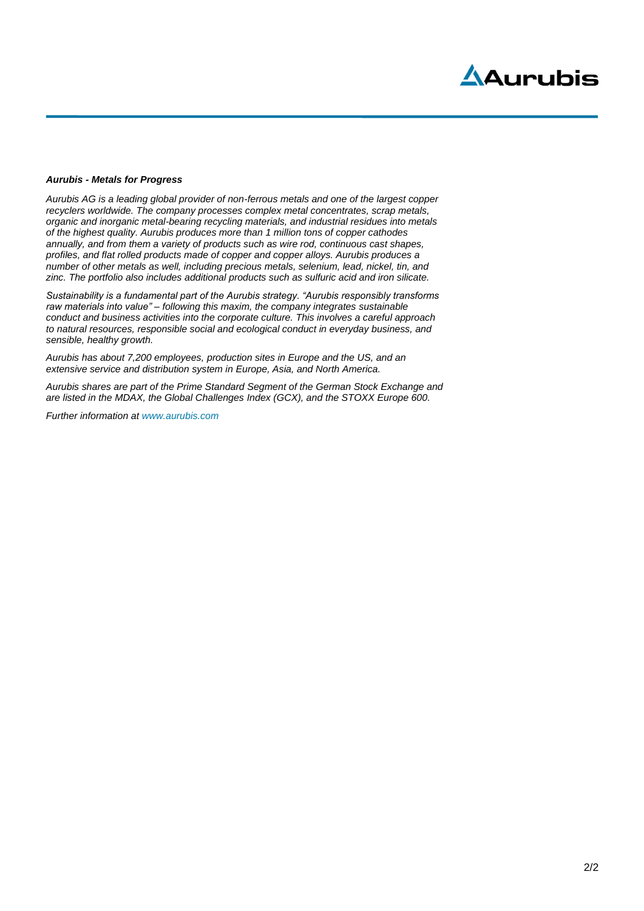***Aurubis - Metals for Progress***

*Aurubis AG is a leading global provider of non-ferrous metals and one of the largest copper recyclers worldwide. The company processes complex metal concentrates, scrap metals, organic and inorganic metal-bearing recycling materials, and industrial residues into metals of the highest quality. Aurubis produces more than 1 million tons of copper cathodes annually, and from them a variety of products such as wire rod, continuous cast shapes, profiles, and flat rolled products made of copper and copper alloys. Aurubis produces a number of other metals as well, including precious metals, selenium, lead, nickel, tin, and zinc. The portfolio also includes additional products such as sulfuric acid and iron silicate.*

*Sustainability is a fundamental part of the Aurubis strategy. "Aurubis responsibly transforms raw materials into value" – following this maxim, the company integrates sustainable conduct and business activities into the corporate culture. This involves a careful approach to natural resources, responsible social and ecological conduct in everyday business, and sensible, healthy growth.*

*Aurubis has about 7,200 employees, production sites in Europe and the US, and an extensive service and distribution system in Europe, Asia, and North America.*

*Aurubis shares are part of the Prime Standard Segment of the German Stock Exchange and are listed in the MDAX, the Global Challenges Index (GCX), and the STOXX Europe 600.*

*Further information at www.aurubis.com*